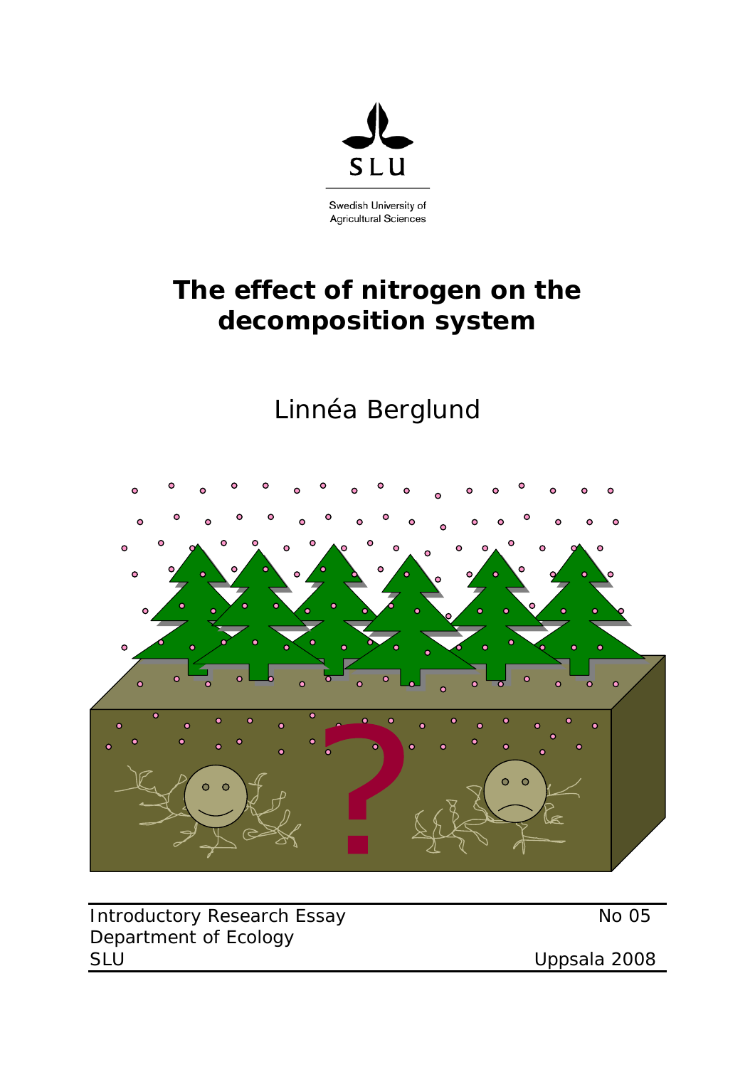SLU

Swedish University of Agricultural Sciences

# The effect of nitrogen on the decomposition system

Linnéa Berglund

Introductory Research Essay
Department of Ecology
SLU

No 05

Uppsala 2008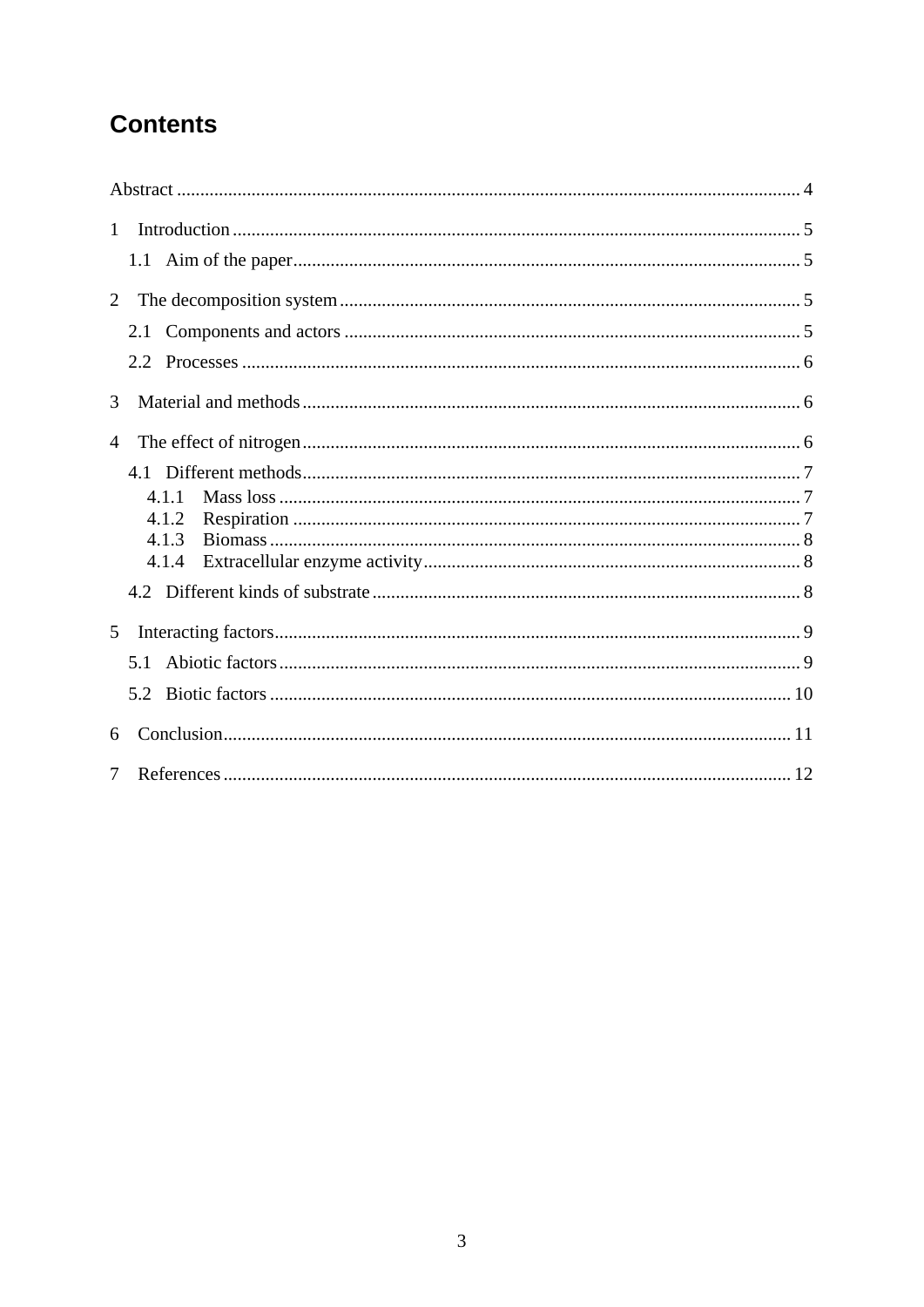# Contents

Abstract ..... 4

1 Introduction ..... 5

  1.1 Aim of the paper ..... 5

2 The decomposition system ..... 5

  2.1 Components and actors ..... 5

  2.2 Processes ..... 6

3 Material and methods ..... 6

4 The effect of nitrogen ..... 6

  4.1 Different methods ..... 7

    4.1.1 Mass loss ..... 7

    4.1.2 Respiration ..... 7

    4.1.3 Biomass ..... 8

    4.1.4 Extracellular enzyme activity ..... 8

  4.2 Different kinds of substrate ..... 8

5 Interacting factors ..... 9

  5.1 Abiotic factors ..... 9

  5.2 Biotic factors ..... 10

6 Conclusion ..... 11

7 References ..... 12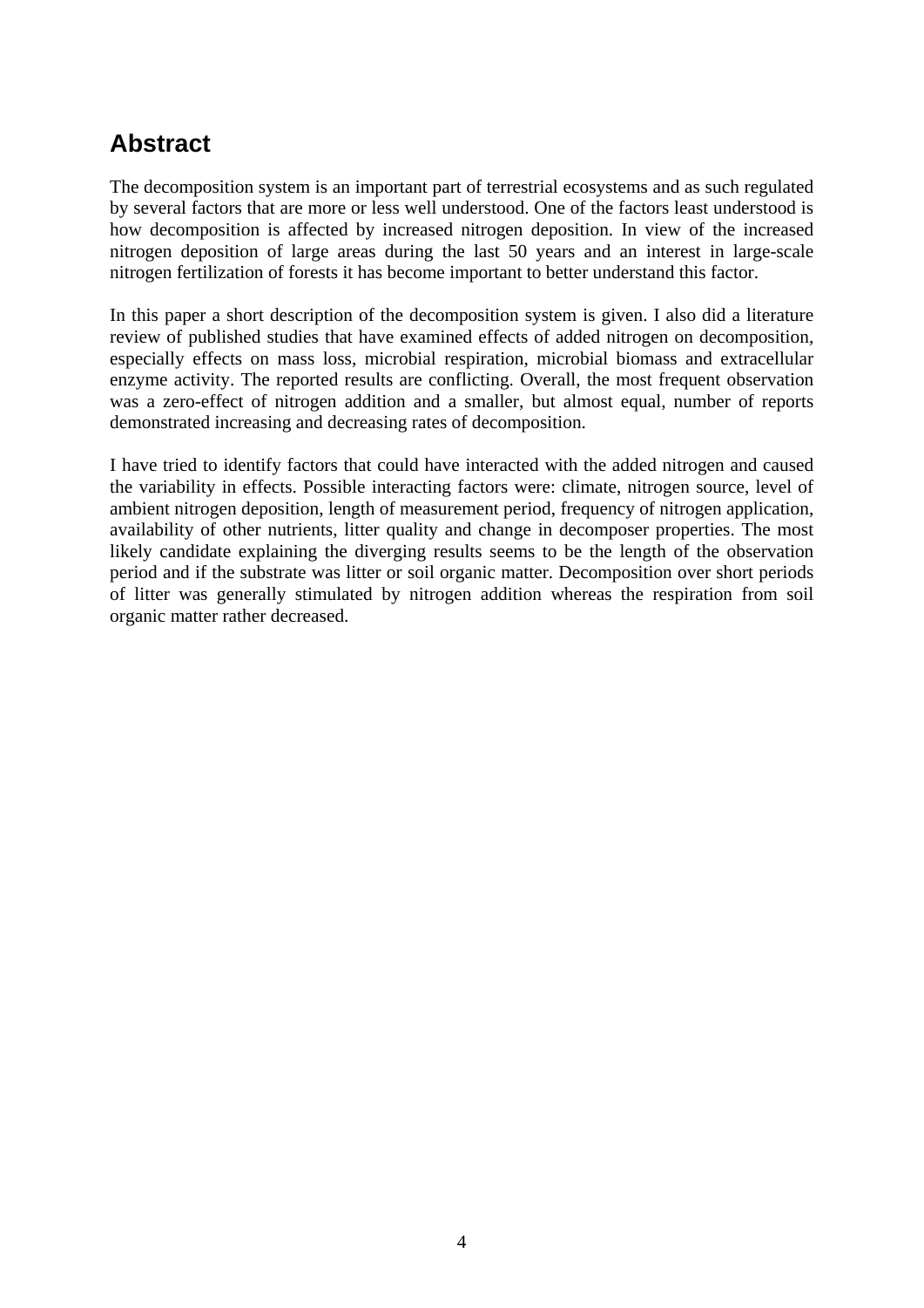## Abstract

The decomposition system is an important part of terrestrial ecosystems and as such regulated by several factors that are more or less well understood. One of the factors least understood is how decomposition is affected by increased nitrogen deposition. In view of the increased nitrogen deposition of large areas during the last 50 years and an interest in large-scale nitrogen fertilization of forests it has become important to better understand this factor.

In this paper a short description of the decomposition system is given. I also did a literature review of published studies that have examined effects of added nitrogen on decomposition, especially effects on mass loss, microbial respiration, microbial biomass and extracellular enzyme activity. The reported results are conflicting. Overall, the most frequent observation was a zero-effect of nitrogen addition and a smaller, but almost equal, number of reports demonstrated increasing and decreasing rates of decomposition.

I have tried to identify factors that could have interacted with the added nitrogen and caused the variability in effects. Possible interacting factors were: climate, nitrogen source, level of ambient nitrogen deposition, length of measurement period, frequency of nitrogen application, availability of other nutrients, litter quality and change in decomposer properties. The most likely candidate explaining the diverging results seems to be the length of the observation period and if the substrate was litter or soil organic matter. Decomposition over short periods of litter was generally stimulated by nitrogen addition whereas the respiration from soil organic matter rather decreased.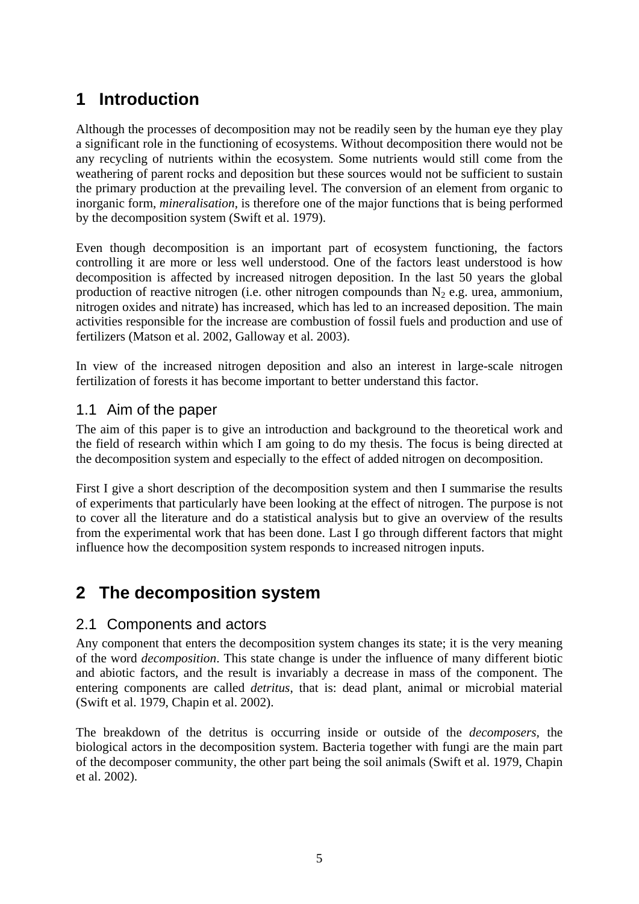# 1 Introduction

Although the processes of decomposition may not be readily seen by the human eye they play a significant role in the functioning of ecosystems. Without decomposition there would not be any recycling of nutrients within the ecosystem. Some nutrients would still come from the weathering of parent rocks and deposition but these sources would not be sufficient to sustain the primary production at the prevailing level. The conversion of an element from organic to inorganic form, *mineralisation*, is therefore one of the major functions that is being performed by the decomposition system (Swift et al. 1979).

Even though decomposition is an important part of ecosystem functioning, the factors controlling it are more or less well understood. One of the factors least understood is how decomposition is affected by increased nitrogen deposition. In the last 50 years the global production of reactive nitrogen (i.e. other nitrogen compounds than $N_2$ e.g. urea, ammonium, nitrogen oxides and nitrate) has increased, which has led to an increased deposition. The main activities responsible for the increase are combustion of fossil fuels and production and use of fertilizers (Matson et al. 2002, Galloway et al. 2003).

In view of the increased nitrogen deposition and also an interest in large-scale nitrogen fertilization of forests it has become important to better understand this factor.

## 1.1 Aim of the paper

The aim of this paper is to give an introduction and background to the theoretical work and the field of research within which I am going to do my thesis. The focus is being directed at the decomposition system and especially to the effect of added nitrogen on decomposition.

First I give a short description of the decomposition system and then I summarise the results of experiments that particularly have been looking at the effect of nitrogen. The purpose is not to cover all the literature and do a statistical analysis but to give an overview of the results from the experimental work that has been done. Last I go through different factors that might influence how the decomposition system responds to increased nitrogen inputs.

# 2 The decomposition system

## 2.1 Components and actors

Any component that enters the decomposition system changes its state; it is the very meaning of the word *decomposition*. This state change is under the influence of many different biotic and abiotic factors, and the result is invariably a decrease in mass of the component. The entering components are called *detritus*, that is: dead plant, animal or microbial material (Swift et al. 1979, Chapin et al. 2002).

The breakdown of the detritus is occurring inside or outside of the *decomposers*, the biological actors in the decomposition system. Bacteria together with fungi are the main part of the decomposer community, the other part being the soil animals (Swift et al. 1979, Chapin et al. 2002).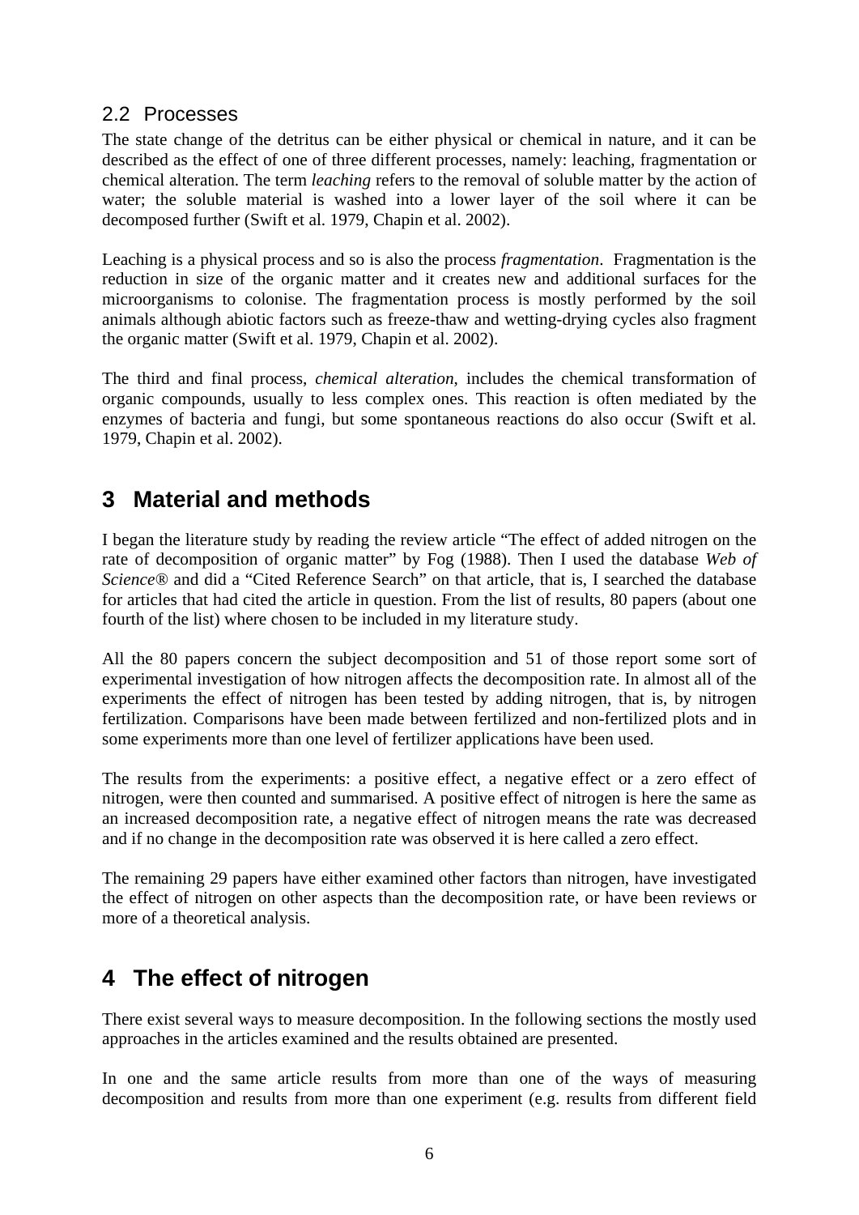## 2.2 Processes

The state change of the detritus can be either physical or chemical in nature, and it can be described as the effect of one of three different processes, namely: leaching, fragmentation or chemical alteration. The term *leaching* refers to the removal of soluble matter by the action of water; the soluble material is washed into a lower layer of the soil where it can be decomposed further (Swift et al. 1979, Chapin et al. 2002).

Leaching is a physical process and so is also the process *fragmentation*. Fragmentation is the reduction in size of the organic matter and it creates new and additional surfaces for the microorganisms to colonise. The fragmentation process is mostly performed by the soil animals although abiotic factors such as freeze-thaw and wetting-drying cycles also fragment the organic matter (Swift et al. 1979, Chapin et al. 2002).

The third and final process, *chemical alteration*, includes the chemical transformation of organic compounds, usually to less complex ones. This reaction is often mediated by the enzymes of bacteria and fungi, but some spontaneous reactions do also occur (Swift et al. 1979, Chapin et al. 2002).

# 3 Material and methods

I began the literature study by reading the review article "The effect of added nitrogen on the rate of decomposition of organic matter" by Fog (1988). Then I used the database *Web of Science®* and did a "Cited Reference Search" on that article, that is, I searched the database for articles that had cited the article in question. From the list of results, 80 papers (about one fourth of the list) where chosen to be included in my literature study.

All the 80 papers concern the subject decomposition and 51 of those report some sort of experimental investigation of how nitrogen affects the decomposition rate. In almost all of the experiments the effect of nitrogen has been tested by adding nitrogen, that is, by nitrogen fertilization. Comparisons have been made between fertilized and non-fertilized plots and in some experiments more than one level of fertilizer applications have been used.

The results from the experiments: a positive effect, a negative effect or a zero effect of nitrogen, were then counted and summarised. A positive effect of nitrogen is here the same as an increased decomposition rate, a negative effect of nitrogen means the rate was decreased and if no change in the decomposition rate was observed it is here called a zero effect.

The remaining 29 papers have either examined other factors than nitrogen, have investigated the effect of nitrogen on other aspects than the decomposition rate, or have been reviews or more of a theoretical analysis.

# 4 The effect of nitrogen

There exist several ways to measure decomposition. In the following sections the mostly used approaches in the articles examined and the results obtained are presented.

In one and the same article results from more than one of the ways of measuring decomposition and results from more than one experiment (e.g. results from different field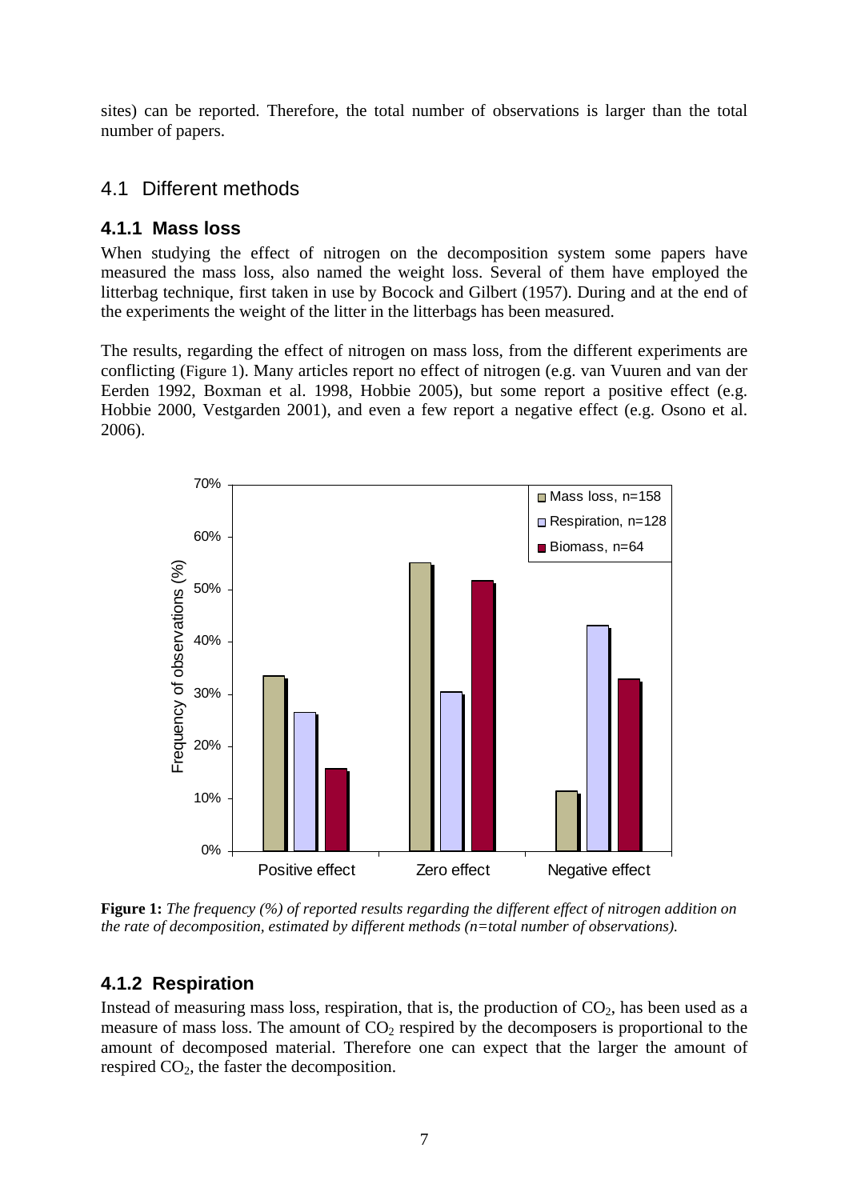sites) can be reported. Therefore, the total number of observations is larger than the total number of papers.

## 4.1 Different methods

### 4.1.1 Mass loss

When studying the effect of nitrogen on the decomposition system some papers have measured the mass loss, also named the weight loss. Several of them have employed the litterbag technique, first taken in use by Bocock and Gilbert (1957). During and at the end of the experiments the weight of the litter in the litterbags has been measured.

The results, regarding the effect of nitrogen on mass loss, from the different experiments are conflicting (Figure 1). Many articles report no effect of nitrogen (e.g. van Vuuren and van der Eerden 1992, Boxman et al. 1998, Hobbie 2005), but some report a positive effect (e.g. Hobbie 2000, Vestgarden 2001), and even a few report a negative effect (e.g. Osono et al. 2006).

**Figure 1:** *The frequency (%) of reported results regarding the different effect of nitrogen addition on the rate of decomposition, estimated by different methods (n=total number of observations).*

### 4.1.2 Respiration

Instead of measuring mass loss, respiration, that is, the production of $CO_2$, has been used as a measure of mass loss. The amount of $CO_2$ respired by the decomposers is proportional to the amount of decomposed material. Therefore one can expect that the larger the amount of respired $CO_2$, the faster the decomposition.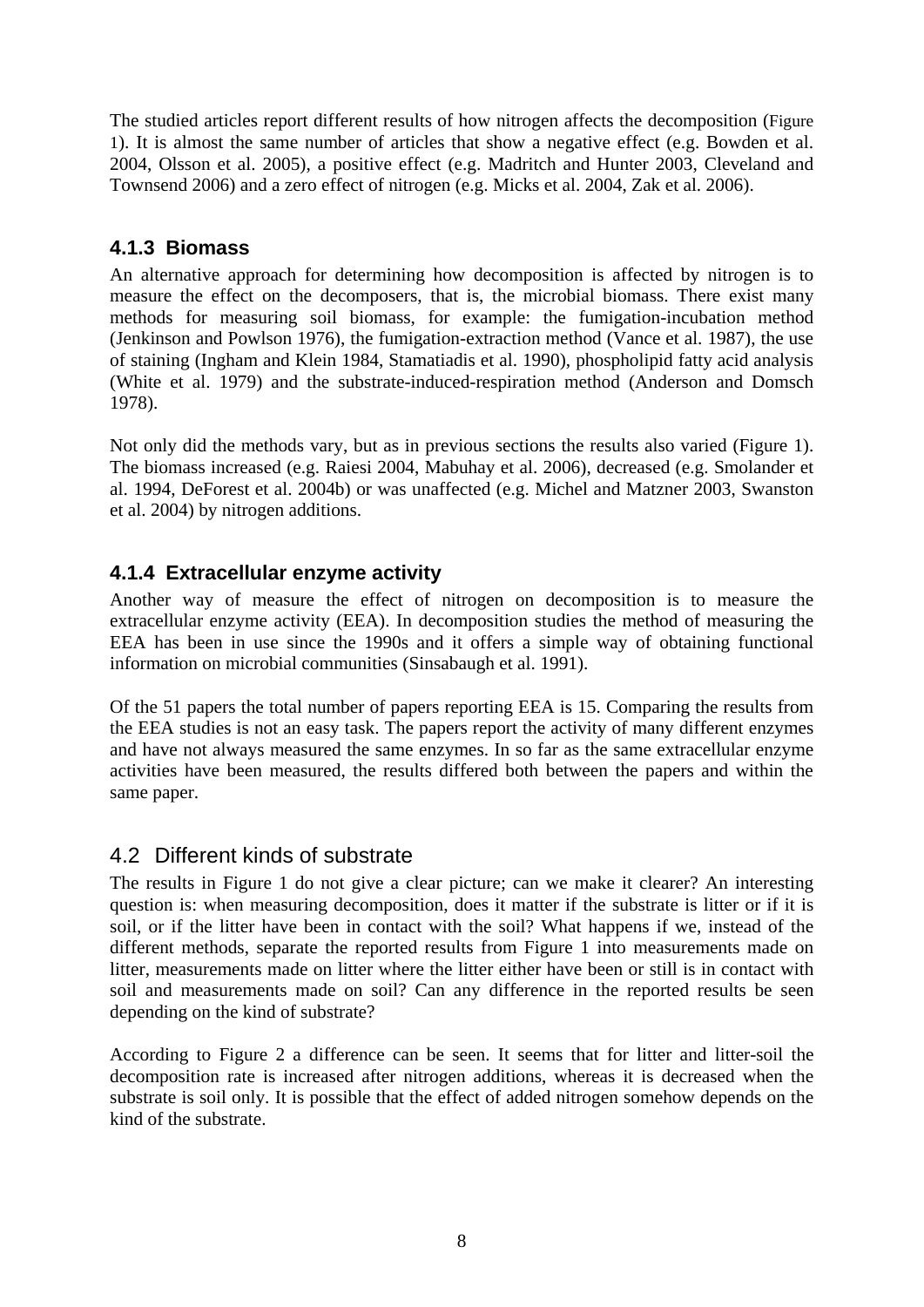The studied articles report different results of how nitrogen affects the decomposition (Figure 1). It is almost the same number of articles that show a negative effect (e.g. Bowden et al. 2004, Olsson et al. 2005), a positive effect (e.g. Madritch and Hunter 2003, Cleveland and Townsend 2006) and a zero effect of nitrogen (e.g. Micks et al. 2004, Zak et al. 2006).

#### 4.1.3 Biomass

An alternative approach for determining how decomposition is affected by nitrogen is to measure the effect on the decomposers, that is, the microbial biomass. There exist many methods for measuring soil biomass, for example: the fumigation-incubation method (Jenkinson and Powlson 1976), the fumigation-extraction method (Vance et al. 1987), the use of staining (Ingham and Klein 1984, Stamatiadis et al. 1990), phospholipid fatty acid analysis (White et al. 1979) and the substrate-induced-respiration method (Anderson and Domsch 1978).

Not only did the methods vary, but as in previous sections the results also varied (Figure 1). The biomass increased (e.g. Raiesi 2004, Mabuhay et al. 2006), decreased (e.g. Smolander et al. 1994, DeForest et al. 2004b) or was unaffected (e.g. Michel and Matzner 2003, Swanston et al. 2004) by nitrogen additions.

#### 4.1.4 Extracellular enzyme activity

Another way of measure the effect of nitrogen on decomposition is to measure the extracellular enzyme activity (EEA). In decomposition studies the method of measuring the EEA has been in use since the 1990s and it offers a simple way of obtaining functional information on microbial communities (Sinsabaugh et al. 1991).

Of the 51 papers the total number of papers reporting EEA is 15. Comparing the results from the EEA studies is not an easy task. The papers report the activity of many different enzymes and have not always measured the same enzymes. In so far as the same extracellular enzyme activities have been measured, the results differed both between the papers and within the same paper.

### 4.2 Different kinds of substrate

The results in Figure 1 do not give a clear picture; can we make it clearer? An interesting question is: when measuring decomposition, does it matter if the substrate is litter or if it is soil, or if the litter have been in contact with the soil? What happens if we, instead of the different methods, separate the reported results from Figure 1 into measurements made on litter, measurements made on litter where the litter either have been or still is in contact with soil and measurements made on soil? Can any difference in the reported results be seen depending on the kind of substrate?

According to Figure 2 a difference can be seen. It seems that for litter and litter-soil the decomposition rate is increased after nitrogen additions, whereas it is decreased when the substrate is soil only. It is possible that the effect of added nitrogen somehow depends on the kind of the substrate.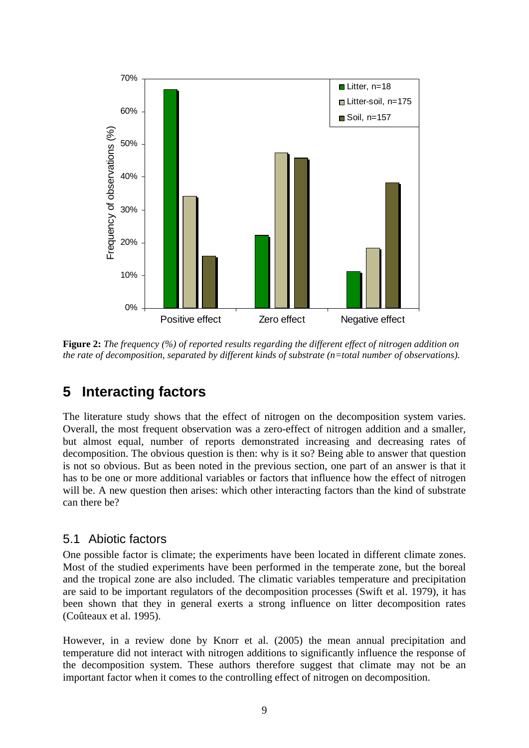**Figure 2:** *The frequency (%) of reported results regarding the different effect of nitrogen addition on the rate of decomposition, separated by different kinds of substrate (n=total number of observations).*

# 5 Interacting factors

The literature study shows that the effect of nitrogen on the decomposition system varies. Overall, the most frequent observation was a zero-effect of nitrogen addition and a smaller, but almost equal, number of reports demonstrated increasing and decreasing rates of decomposition. The obvious question is then: why is it so? Being able to answer that question is not so obvious. But as been noted in the previous section, one part of an answer is that it has to be one or more additional variables or factors that influence how the effect of nitrogen will be. A new question then arises: which other interacting factors than the kind of substrate can there be?

## 5.1 Abiotic factors

One possible factor is climate; the experiments have been located in different climate zones. Most of the studied experiments have been performed in the temperate zone, but the boreal and the tropical zone are also included. The climatic variables temperature and precipitation are said to be important regulators of the decomposition processes (Swift et al. 1979), it has been shown that they in general exerts a strong influence on litter decomposition rates (Coûteaux et al. 1995).

However, in a review done by Knorr et al. (2005) the mean annual precipitation and temperature did not interact with nitrogen additions to significantly influence the response of the decomposition system. These authors therefore suggest that climate may not be an important factor when it comes to the controlling effect of nitrogen on decomposition.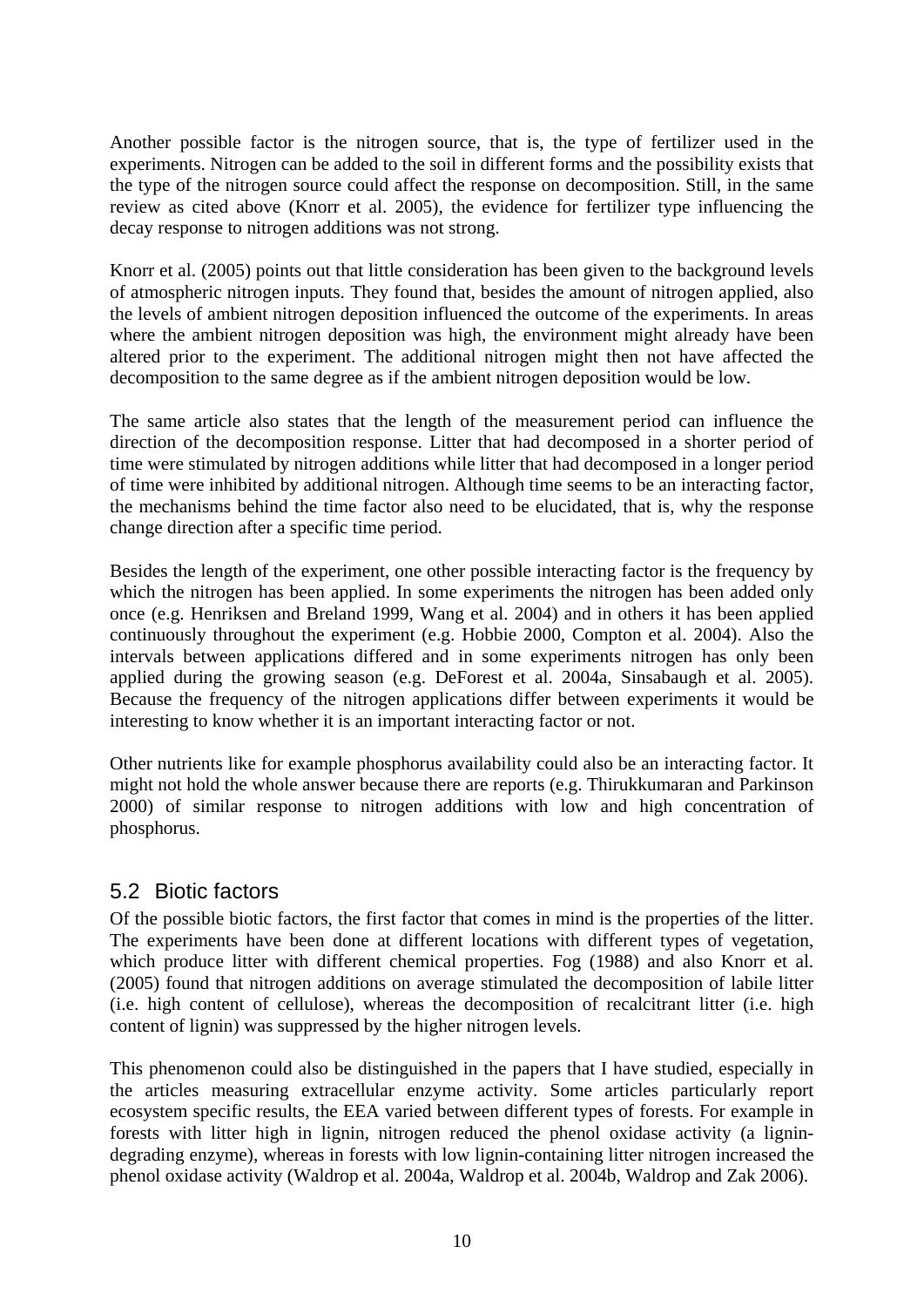Another possible factor is the nitrogen source, that is, the type of fertilizer used in the experiments. Nitrogen can be added to the soil in different forms and the possibility exists that the type of the nitrogen source could affect the response on decomposition. Still, in the same review as cited above (Knorr et al. 2005), the evidence for fertilizer type influencing the decay response to nitrogen additions was not strong.

Knorr et al. (2005) points out that little consideration has been given to the background levels of atmospheric nitrogen inputs. They found that, besides the amount of nitrogen applied, also the levels of ambient nitrogen deposition influenced the outcome of the experiments. In areas where the ambient nitrogen deposition was high, the environment might already have been altered prior to the experiment. The additional nitrogen might then not have affected the decomposition to the same degree as if the ambient nitrogen deposition would be low.

The same article also states that the length of the measurement period can influence the direction of the decomposition response. Litter that had decomposed in a shorter period of time were stimulated by nitrogen additions while litter that had decomposed in a longer period of time were inhibited by additional nitrogen. Although time seems to be an interacting factor, the mechanisms behind the time factor also need to be elucidated, that is, why the response change direction after a specific time period.

Besides the length of the experiment, one other possible interacting factor is the frequency by which the nitrogen has been applied. In some experiments the nitrogen has been added only once (e.g. Henriksen and Breland 1999, Wang et al. 2004) and in others it has been applied continuously throughout the experiment (e.g. Hobbie 2000, Compton et al. 2004). Also the intervals between applications differed and in some experiments nitrogen has only been applied during the growing season (e.g. DeForest et al. 2004a, Sinsabaugh et al. 2005). Because the frequency of the nitrogen applications differ between experiments it would be interesting to know whether it is an important interacting factor or not.

Other nutrients like for example phosphorus availability could also be an interacting factor. It might not hold the whole answer because there are reports (e.g. Thirukkumaran and Parkinson 2000) of similar response to nitrogen additions with low and high concentration of phosphorus.

## 5.2 Biotic factors

Of the possible biotic factors, the first factor that comes in mind is the properties of the litter. The experiments have been done at different locations with different types of vegetation, which produce litter with different chemical properties. Fog (1988) and also Knorr et al. (2005) found that nitrogen additions on average stimulated the decomposition of labile litter (i.e. high content of cellulose), whereas the decomposition of recalcitrant litter (i.e. high content of lignin) was suppressed by the higher nitrogen levels.

This phenomenon could also be distinguished in the papers that I have studied, especially in the articles measuring extracellular enzyme activity. Some articles particularly report ecosystem specific results, the EEA varied between different types of forests. For example in forests with litter high in lignin, nitrogen reduced the phenol oxidase activity (a lignin-degrading enzyme), whereas in forests with low lignin-containing litter nitrogen increased the phenol oxidase activity (Waldrop et al. 2004a, Waldrop et al. 2004b, Waldrop and Zak 2006).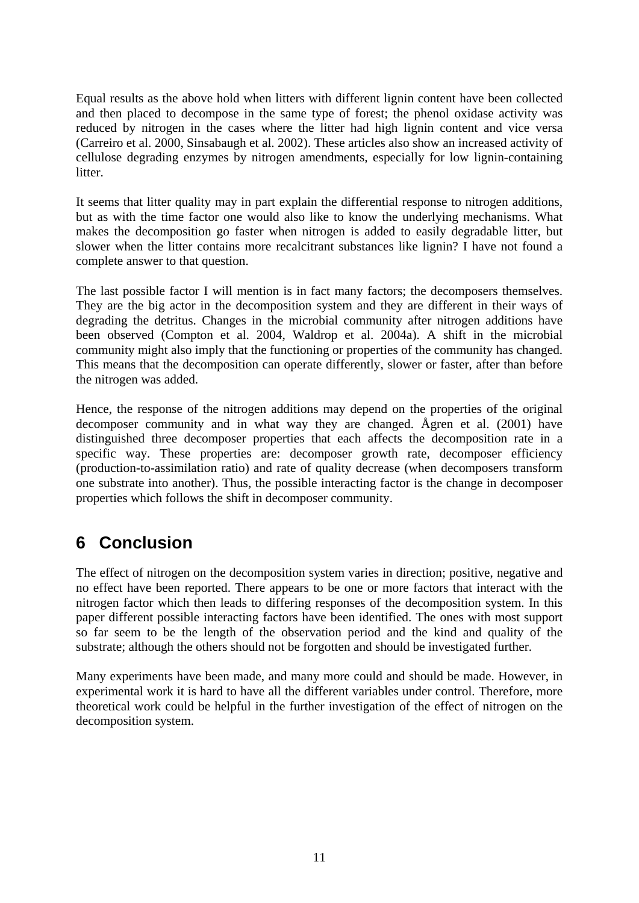Equal results as the above hold when litters with different lignin content have been collected and then placed to decompose in the same type of forest; the phenol oxidase activity was reduced by nitrogen in the cases where the litter had high lignin content and vice versa (Carreiro et al. 2000, Sinsabaugh et al. 2002). These articles also show an increased activity of cellulose degrading enzymes by nitrogen amendments, especially for low lignin-containing litter.

It seems that litter quality may in part explain the differential response to nitrogen additions, but as with the time factor one would also like to know the underlying mechanisms. What makes the decomposition go faster when nitrogen is added to easily degradable litter, but slower when the litter contains more recalcitrant substances like lignin? I have not found a complete answer to that question.

The last possible factor I will mention is in fact many factors; the decomposers themselves. They are the big actor in the decomposition system and they are different in their ways of degrading the detritus. Changes in the microbial community after nitrogen additions have been observed (Compton et al. 2004, Waldrop et al. 2004a). A shift in the microbial community might also imply that the functioning or properties of the community has changed. This means that the decomposition can operate differently, slower or faster, after than before the nitrogen was added.

Hence, the response of the nitrogen additions may depend on the properties of the original decomposer community and in what way they are changed. Ågren et al. (2001) have distinguished three decomposer properties that each affects the decomposition rate in a specific way. These properties are: decomposer growth rate, decomposer efficiency (production-to-assimilation ratio) and rate of quality decrease (when decomposers transform one substrate into another). Thus, the possible interacting factor is the change in decomposer properties which follows the shift in decomposer community.

# 6 Conclusion

The effect of nitrogen on the decomposition system varies in direction; positive, negative and no effect have been reported. There appears to be one or more factors that interact with the nitrogen factor which then leads to differing responses of the decomposition system. In this paper different possible interacting factors have been identified. The ones with most support so far seem to be the length of the observation period and the kind and quality of the substrate; although the others should not be forgotten and should be investigated further.

Many experiments have been made, and many more could and should be made. However, in experimental work it is hard to have all the different variables under control. Therefore, more theoretical work could be helpful in the further investigation of the effect of nitrogen on the decomposition system.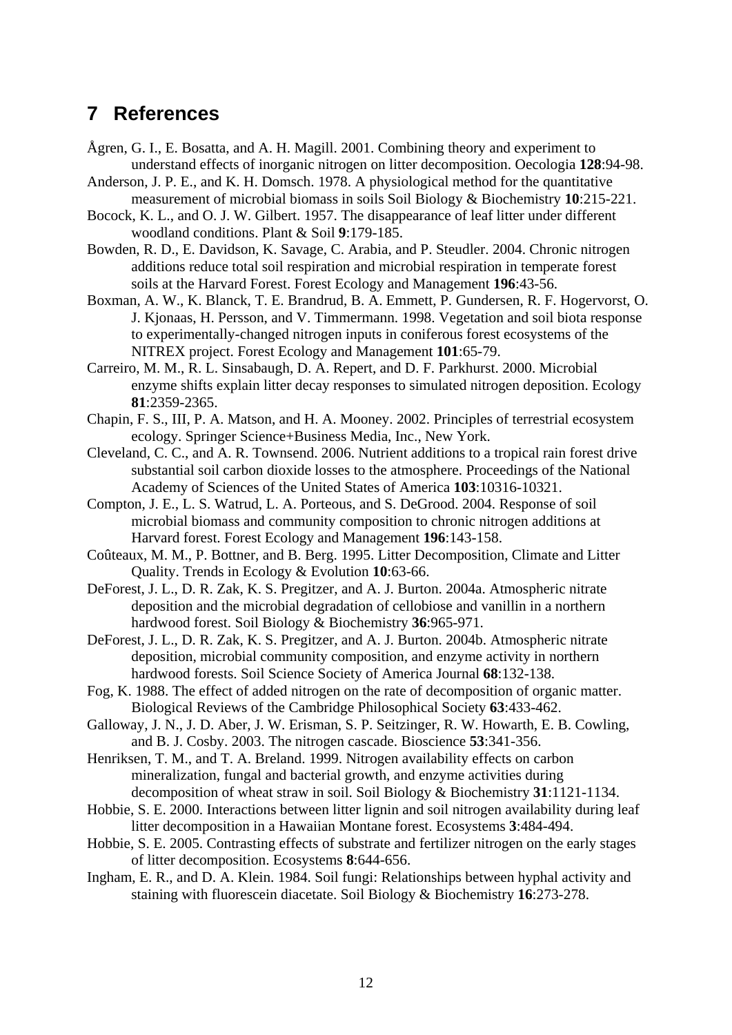## 7 References

Ågren, G. I., E. Bosatta, and A. H. Magill. 2001. Combining theory and experiment to understand effects of inorganic nitrogen on litter decomposition. Oecologia **128**:94-98.

Anderson, J. P. E., and K. H. Domsch. 1978. A physiological method for the quantitative measurement of microbial biomass in soils Soil Biology & Biochemistry **10**:215-221.

Bocock, K. L., and O. J. W. Gilbert. 1957. The disappearance of leaf litter under different woodland conditions. Plant & Soil **9**:179-185.

Bowden, R. D., E. Davidson, K. Savage, C. Arabia, and P. Steudler. 2004. Chronic nitrogen additions reduce total soil respiration and microbial respiration in temperate forest soils at the Harvard Forest. Forest Ecology and Management **196**:43-56.

Boxman, A. W., K. Blanck, T. E. Brandrud, B. A. Emmett, P. Gundersen, R. F. Hogervorst, O. J. Kjonaas, H. Persson, and V. Timmermann. 1998. Vegetation and soil biota response to experimentally-changed nitrogen inputs in coniferous forest ecosystems of the NITREX project. Forest Ecology and Management **101**:65-79.

Carreiro, M. M., R. L. Sinsabaugh, D. A. Repert, and D. F. Parkhurst. 2000. Microbial enzyme shifts explain litter decay responses to simulated nitrogen deposition. Ecology **81**:2359-2365.

Chapin, F. S., III, P. A. Matson, and H. A. Mooney. 2002. Principles of terrestrial ecosystem ecology. Springer Science+Business Media, Inc., New York.

Cleveland, C. C., and A. R. Townsend. 2006. Nutrient additions to a tropical rain forest drive substantial soil carbon dioxide losses to the atmosphere. Proceedings of the National Academy of Sciences of the United States of America **103**:10316-10321.

Compton, J. E., L. S. Watrud, L. A. Porteous, and S. DeGrood. 2004. Response of soil microbial biomass and community composition to chronic nitrogen additions at Harvard forest. Forest Ecology and Management **196**:143-158.

Coûteaux, M. M., P. Bottner, and B. Berg. 1995. Litter Decomposition, Climate and Litter Quality. Trends in Ecology & Evolution **10**:63-66.

DeForest, J. L., D. R. Zak, K. S. Pregitzer, and A. J. Burton. 2004a. Atmospheric nitrate deposition and the microbial degradation of cellobiose and vanillin in a northern hardwood forest. Soil Biology & Biochemistry **36**:965-971.

DeForest, J. L., D. R. Zak, K. S. Pregitzer, and A. J. Burton. 2004b. Atmospheric nitrate deposition, microbial community composition, and enzyme activity in northern hardwood forests. Soil Science Society of America Journal **68**:132-138.

Fog, K. 1988. The effect of added nitrogen on the rate of decomposition of organic matter. Biological Reviews of the Cambridge Philosophical Society **63**:433-462.

Galloway, J. N., J. D. Aber, J. W. Erisman, S. P. Seitzinger, R. W. Howarth, E. B. Cowling, and B. J. Cosby. 2003. The nitrogen cascade. Bioscience **53**:341-356.

Henriksen, T. M., and T. A. Breland. 1999. Nitrogen availability effects on carbon mineralization, fungal and bacterial growth, and enzyme activities during decomposition of wheat straw in soil. Soil Biology & Biochemistry **31**:1121-1134.

Hobbie, S. E. 2000. Interactions between litter lignin and soil nitrogen availability during leaf litter decomposition in a Hawaiian Montane forest. Ecosystems **3**:484-494.

Hobbie, S. E. 2005. Contrasting effects of substrate and fertilizer nitrogen on the early stages of litter decomposition. Ecosystems **8**:644-656.

Ingham, E. R., and D. A. Klein. 1984. Soil fungi: Relationships between hyphal activity and staining with fluorescein diacetate. Soil Biology & Biochemistry **16**:273-278.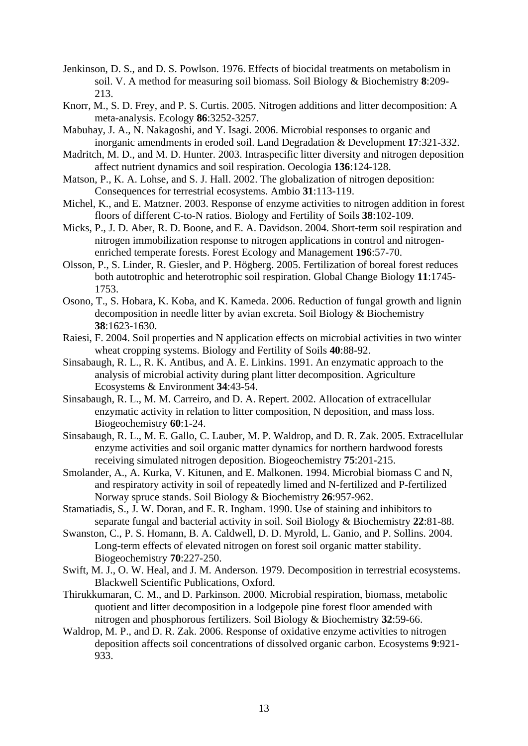Jenkinson, D. S., and D. S. Powlson. 1976. Effects of biocidal treatments on metabolism in soil. V. A method for measuring soil biomass. Soil Biology & Biochemistry **8**:209-213.

Knorr, M., S. D. Frey, and P. S. Curtis. 2005. Nitrogen additions and litter decomposition: A meta-analysis. Ecology **86**:3252-3257.

Mabuhay, J. A., N. Nakagoshi, and Y. Isagi. 2006. Microbial responses to organic and inorganic amendments in eroded soil. Land Degradation & Development **17**:321-332.

Madritch, M. D., and M. D. Hunter. 2003. Intraspecific litter diversity and nitrogen deposition affect nutrient dynamics and soil respiration. Oecologia **136**:124-128.

Matson, P., K. A. Lohse, and S. J. Hall. 2002. The globalization of nitrogen deposition: Consequences for terrestrial ecosystems. Ambio **31**:113-119.

Michel, K., and E. Matzner. 2003. Response of enzyme activities to nitrogen addition in forest floors of different C-to-N ratios. Biology and Fertility of Soils **38**:102-109.

Micks, P., J. D. Aber, R. D. Boone, and E. A. Davidson. 2004. Short-term soil respiration and nitrogen immobilization response to nitrogen applications in control and nitrogen-enriched temperate forests. Forest Ecology and Management **196**:57-70.

Olsson, P., S. Linder, R. Giesler, and P. Högberg. 2005. Fertilization of boreal forest reduces both autotrophic and heterotrophic soil respiration. Global Change Biology **11**:1745-1753.

Osono, T., S. Hobara, K. Koba, and K. Kameda. 2006. Reduction of fungal growth and lignin decomposition in needle litter by avian excreta. Soil Biology & Biochemistry **38**:1623-1630.

Raiesi, F. 2004. Soil properties and N application effects on microbial activities in two winter wheat cropping systems. Biology and Fertility of Soils **40**:88-92.

Sinsabaugh, R. L., R. K. Antibus, and A. E. Linkins. 1991. An enzymatic approach to the analysis of microbial activity during plant litter decomposition. Agriculture Ecosystems & Environment **34**:43-54.

Sinsabaugh, R. L., M. M. Carreiro, and D. A. Repert. 2002. Allocation of extracellular enzymatic activity in relation to litter composition, N deposition, and mass loss. Biogeochemistry **60**:1-24.

Sinsabaugh, R. L., M. E. Gallo, C. Lauber, M. P. Waldrop, and D. R. Zak. 2005. Extracellular enzyme activities and soil organic matter dynamics for northern hardwood forests receiving simulated nitrogen deposition. Biogeochemistry **75**:201-215.

Smolander, A., A. Kurka, V. Kitunen, and E. Malkonen. 1994. Microbial biomass C and N, and respiratory activity in soil of repeatedly limed and N-fertilized and P-fertilized Norway spruce stands. Soil Biology & Biochemistry **26**:957-962.

Stamatiadis, S., J. W. Doran, and E. R. Ingham. 1990. Use of staining and inhibitors to separate fungal and bacterial activity in soil. Soil Biology & Biochemistry **22**:81-88.

Swanston, C., P. S. Homann, B. A. Caldwell, D. D. Myrold, L. Ganio, and P. Sollins. 2004. Long-term effects of elevated nitrogen on forest soil organic matter stability. Biogeochemistry **70**:227-250.

Swift, M. J., O. W. Heal, and J. M. Anderson. 1979. Decomposition in terrestrial ecosystems. Blackwell Scientific Publications, Oxford.

Thirukkumaran, C. M., and D. Parkinson. 2000. Microbial respiration, biomass, metabolic quotient and litter decomposition in a lodgepole pine forest floor amended with nitrogen and phosphorous fertilizers. Soil Biology & Biochemistry **32**:59-66.

Waldrop, M. P., and D. R. Zak. 2006. Response of oxidative enzyme activities to nitrogen deposition affects soil concentrations of dissolved organic carbon. Ecosystems **9**:921-933.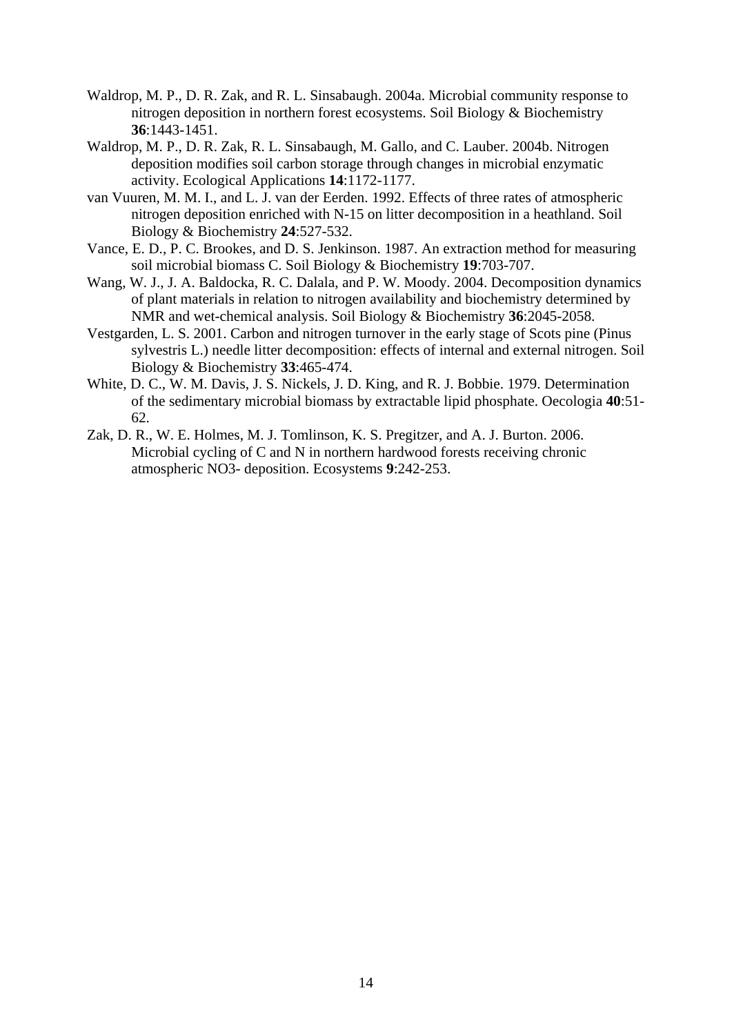Waldrop, M. P., D. R. Zak, and R. L. Sinsabaugh. 2004a. Microbial community response to nitrogen deposition in northern forest ecosystems. Soil Biology & Biochemistry **36**:1443-1451.

Waldrop, M. P., D. R. Zak, R. L. Sinsabaugh, M. Gallo, and C. Lauber. 2004b. Nitrogen deposition modifies soil carbon storage through changes in microbial enzymatic activity. Ecological Applications **14**:1172-1177.

van Vuuren, M. M. I., and L. J. van der Eerden. 1992. Effects of three rates of atmospheric nitrogen deposition enriched with N-15 on litter decomposition in a heathland. Soil Biology & Biochemistry **24**:527-532.

Vance, E. D., P. C. Brookes, and D. S. Jenkinson. 1987. An extraction method for measuring soil microbial biomass C. Soil Biology & Biochemistry **19**:703-707.

Wang, W. J., J. A. Baldocka, R. C. Dalala, and P. W. Moody. 2004. Decomposition dynamics of plant materials in relation to nitrogen availability and biochemistry determined by NMR and wet-chemical analysis. Soil Biology & Biochemistry **36**:2045-2058.

Vestgarden, L. S. 2001. Carbon and nitrogen turnover in the early stage of Scots pine (Pinus sylvestris L.) needle litter decomposition: effects of internal and external nitrogen. Soil Biology & Biochemistry **33**:465-474.

White, D. C., W. M. Davis, J. S. Nickels, J. D. King, and R. J. Bobbie. 1979. Determination of the sedimentary microbial biomass by extractable lipid phosphate. Oecologia **40**:51-62.

Zak, D. R., W. E. Holmes, M. J. Tomlinson, K. S. Pregitzer, and A. J. Burton. 2006. Microbial cycling of C and N in northern hardwood forests receiving chronic atmospheric NO3- deposition. Ecosystems **9**:242-253.